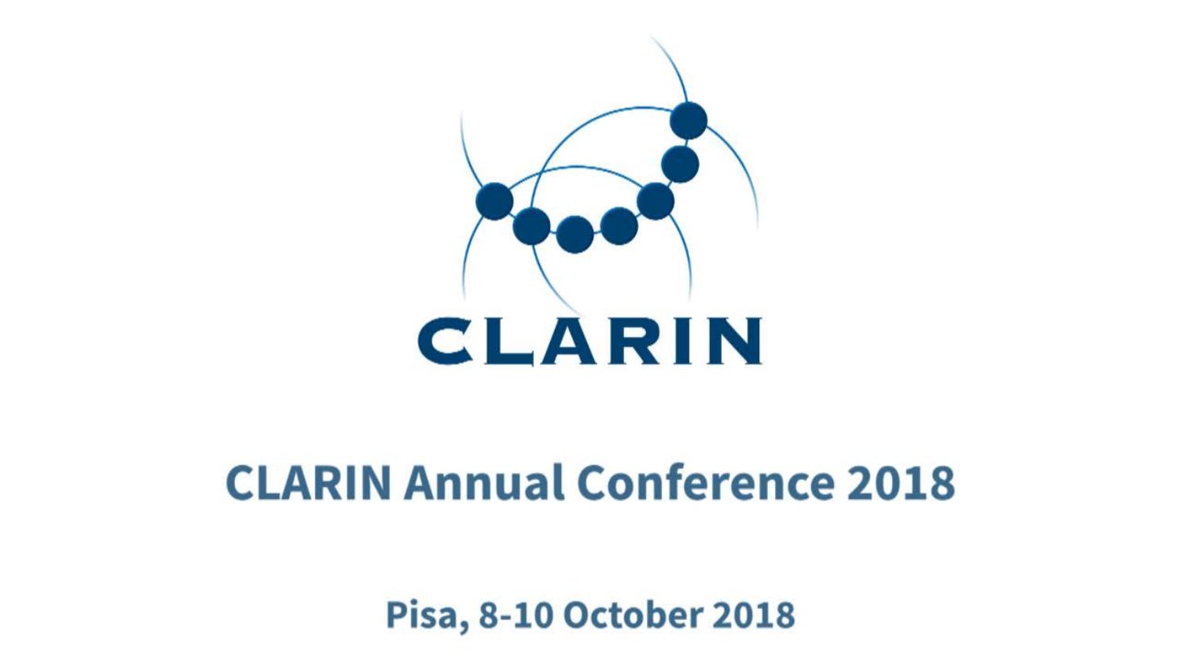# CLARIN

## CLARIN Annual Conference 2018

Pisa, 8-10 October 2018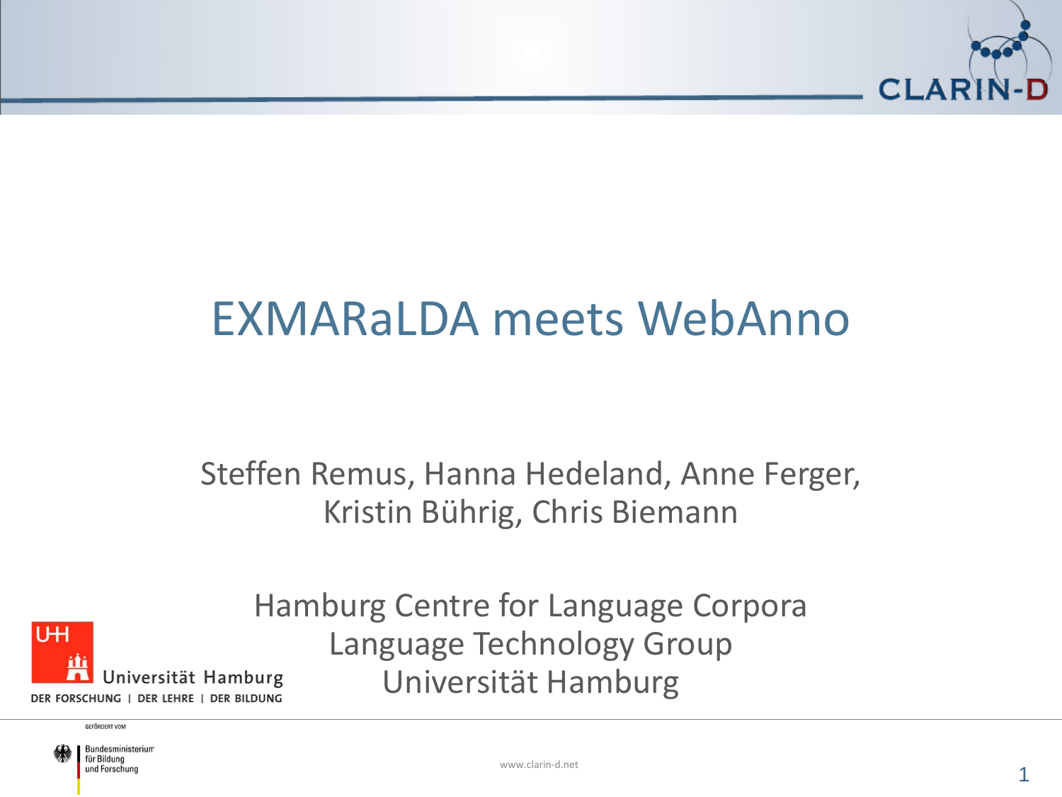# EXMARaLDA meets WebAnno

Steffen Remus, Hanna Hedeland, Anne Ferger, Kristin Bührig, Chris Biemann

Hamburg Centre for Language Corpora
Language Technology Group
Universität Hamburg

Universität Hamburg
DER FORSCHUNG | DER LEHRE | DER BILDUNG

GEFÖRDERT VOM
Bundesministerium für Bildung und Forschung

www.clarin-d.net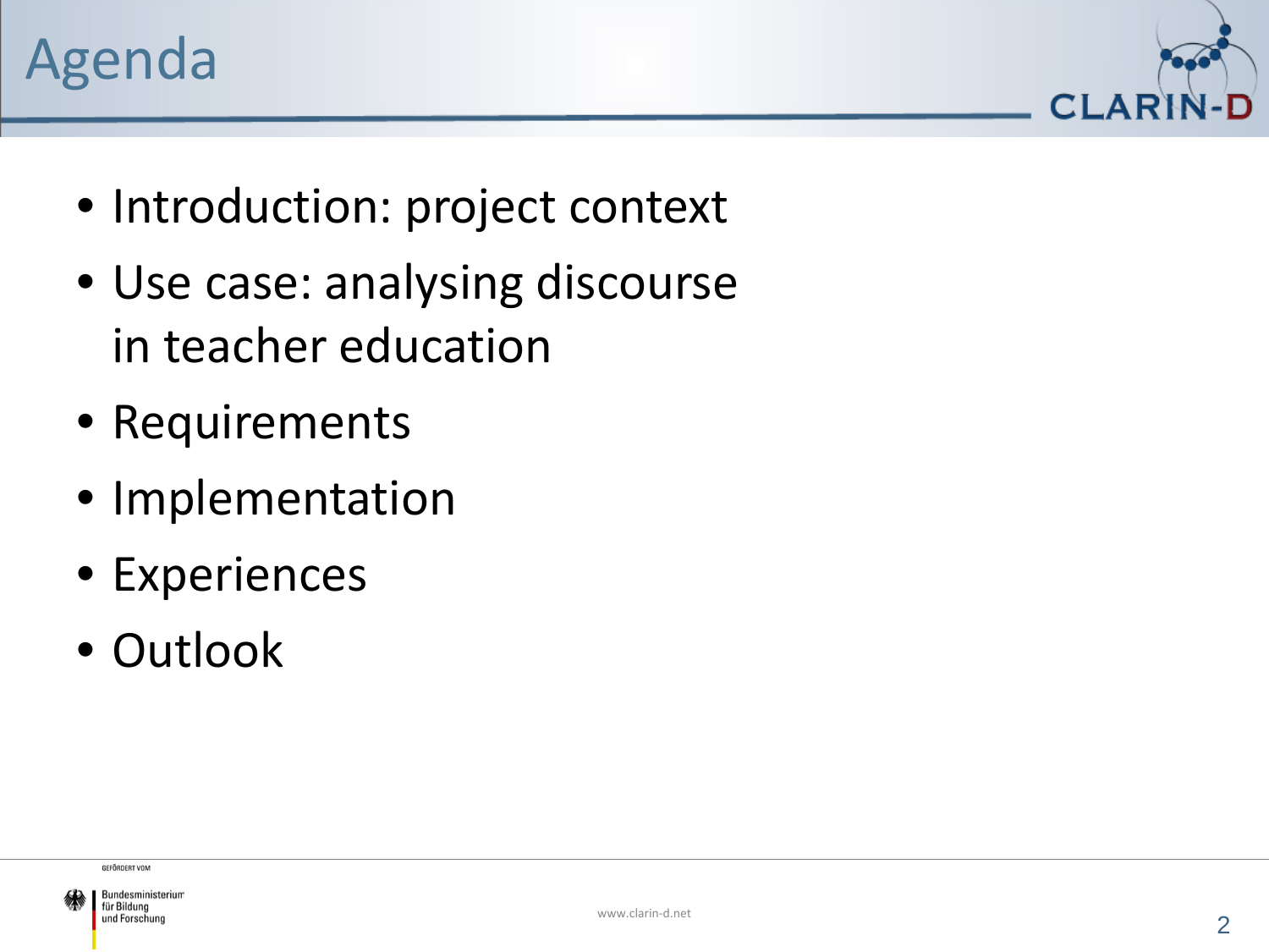# Agenda

- Introduction: project context
- Use case: analysing discourse in teacher education
- Requirements
- Implementation
- Experiences
- Outlook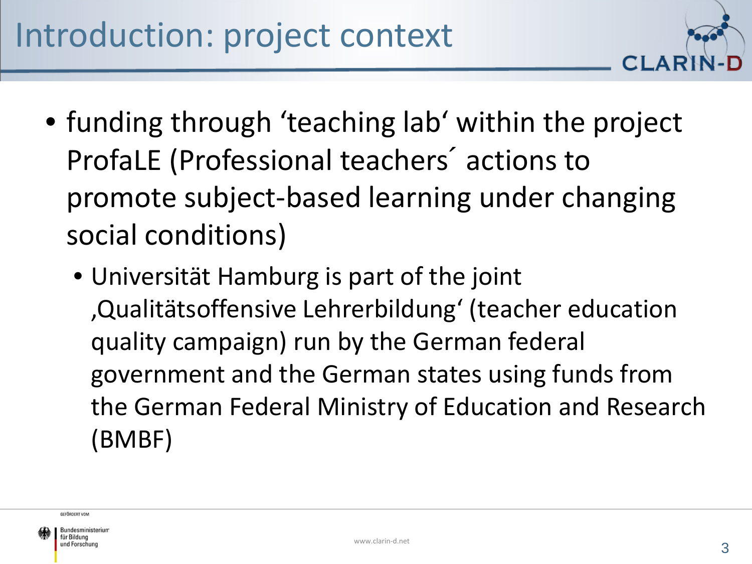# Introduction: project context

- funding through ‘teaching lab‘ within the project ProfaLE (Professional teachers´ actions to promote subject-based learning under changing social conditions)
  - Universität Hamburg is part of the joint ‚Qualitätsoffensive Lehrerbildung‘ (teacher education quality campaign) run by the German federal government and the German states using funds from the German Federal Ministry of Education and Research (BMBF)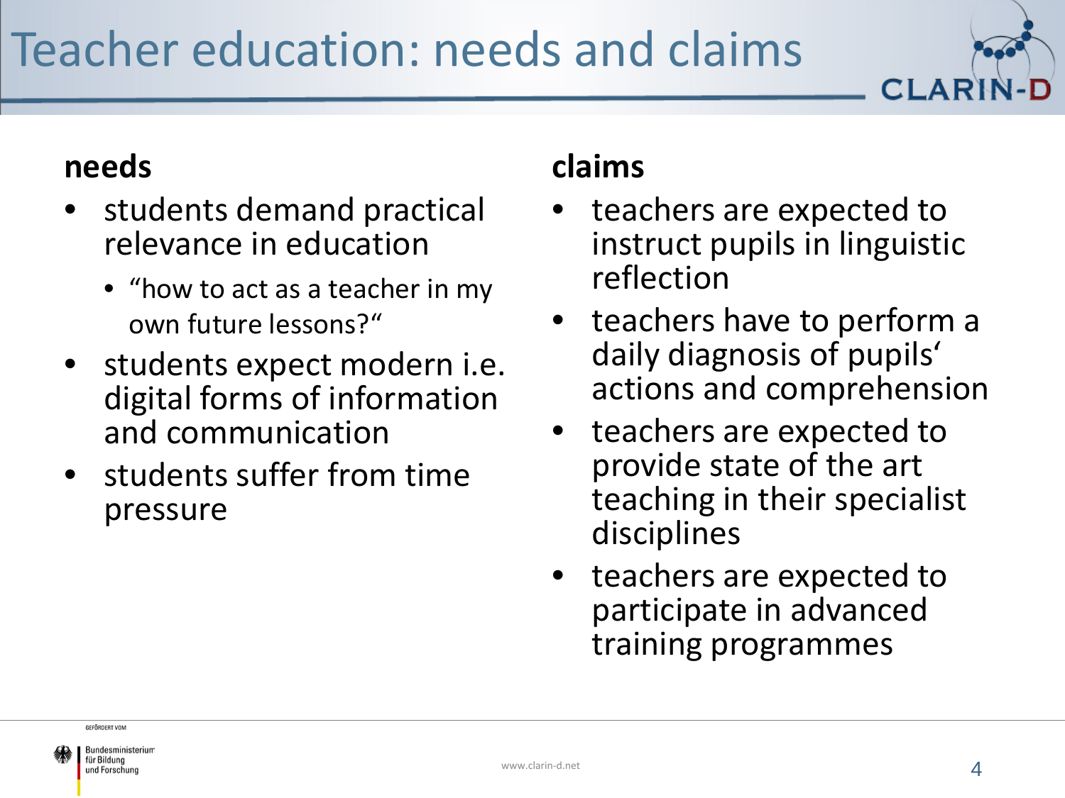# Teacher education: needs and claims

## needs

- students demand practical relevance in education
  - "how to act as a teacher in my own future lessons?"
- students expect modern i.e. digital forms of information and communication
- students suffer from time pressure

## claims

- teachers are expected to instruct pupils in linguistic reflection
- teachers have to perform a daily diagnosis of pupils' actions and comprehension
- teachers are expected to provide state of the art teaching in their specialist disciplines
- teachers are expected to participate in advanced training programmes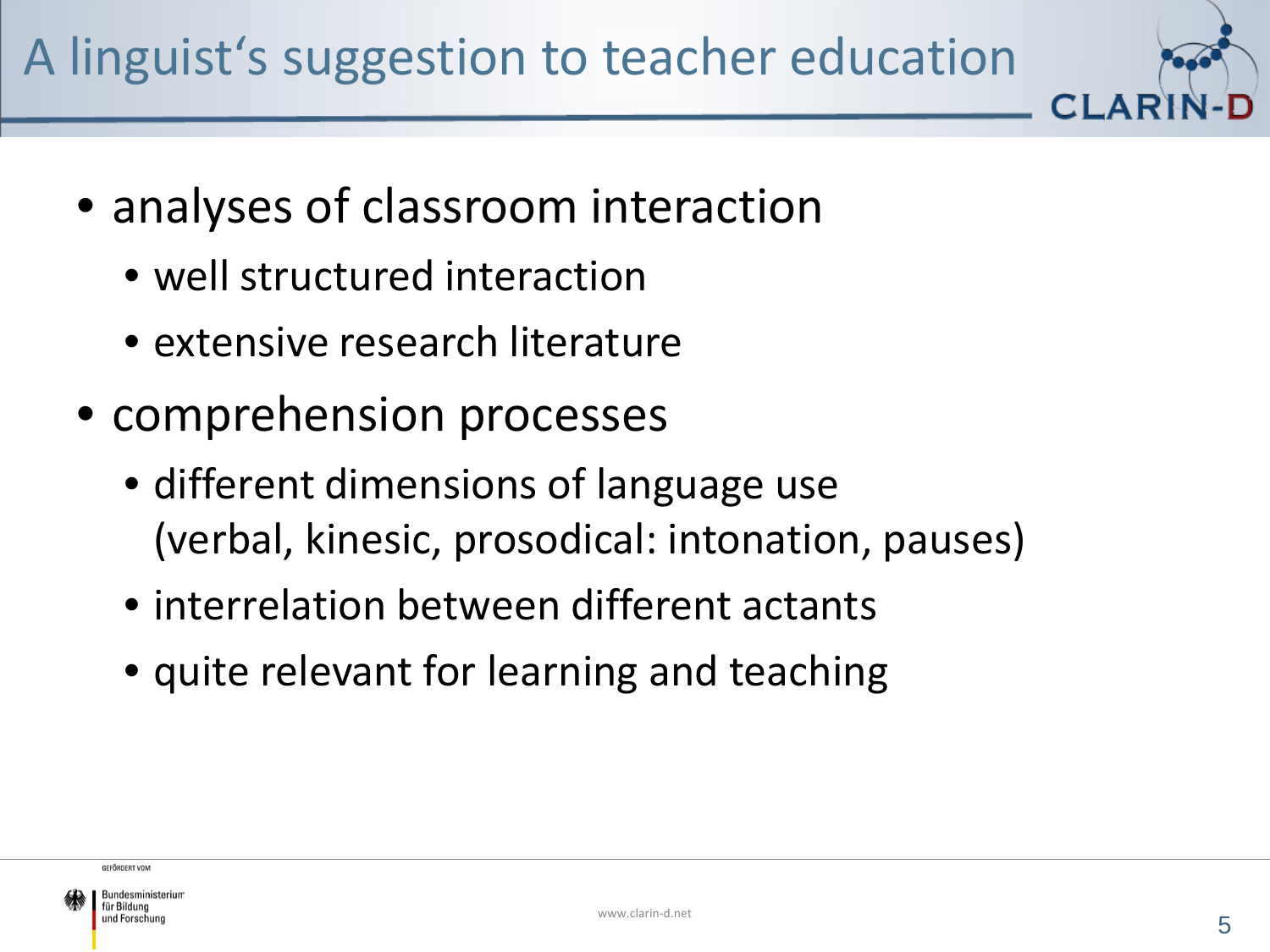# A linguist‘s suggestion to teacher education

- analyses of classroom interaction
  - well structured interaction
  - extensive research literature
- comprehension processes
  - different dimensions of language use (verbal, kinesic, prosodical: intonation, pauses)
  - interrelation between different actants
  - quite relevant for learning and teaching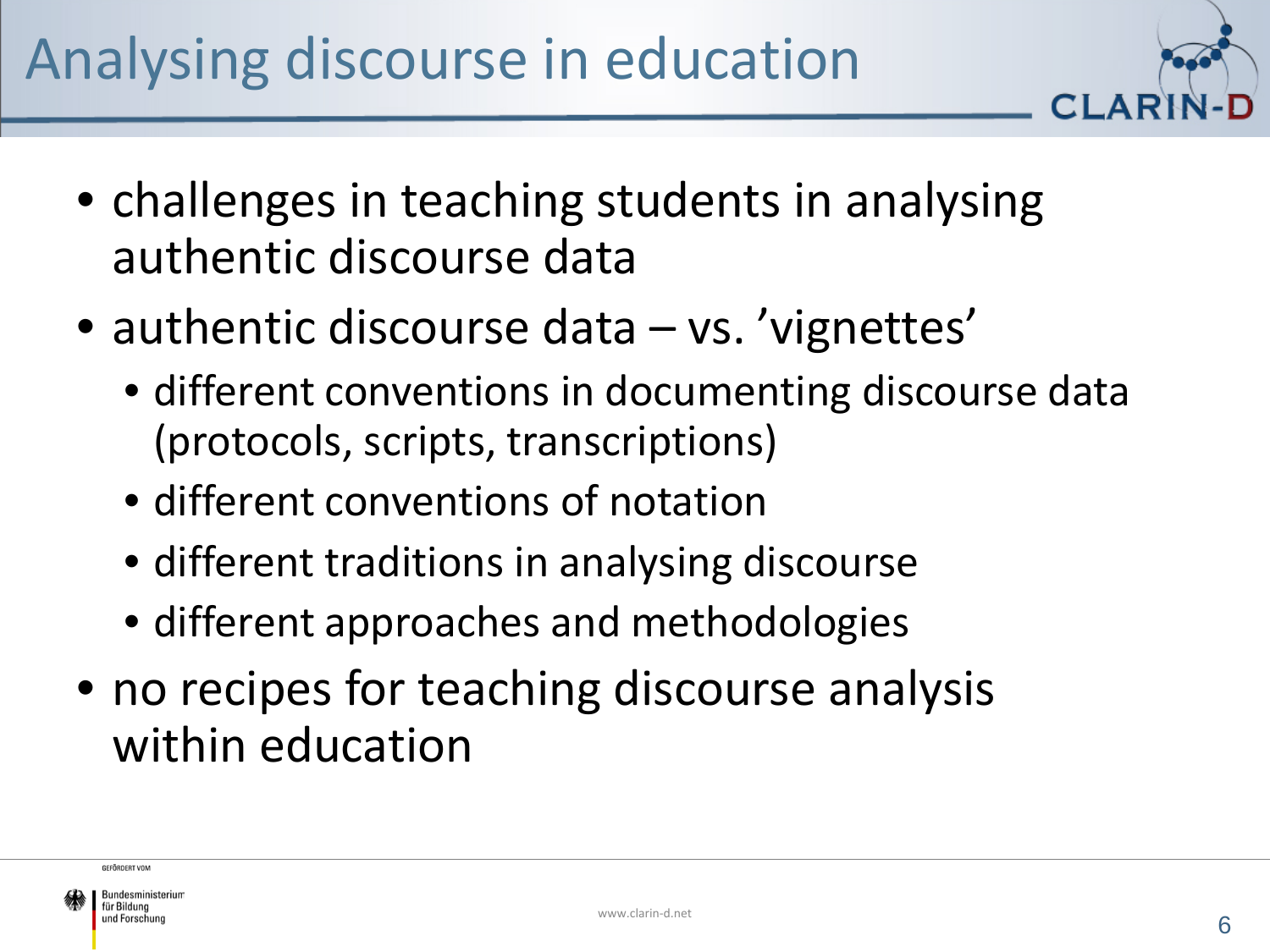# Analysing discourse in education

- challenges in teaching students in analysing authentic discourse data
- authentic discourse data – vs. 'vignettes'
  - different conventions in documenting discourse data (protocols, scripts, transcriptions)
  - different conventions of notation
  - different traditions in analysing discourse
  - different approaches and methodologies
- no recipes for teaching discourse analysis within education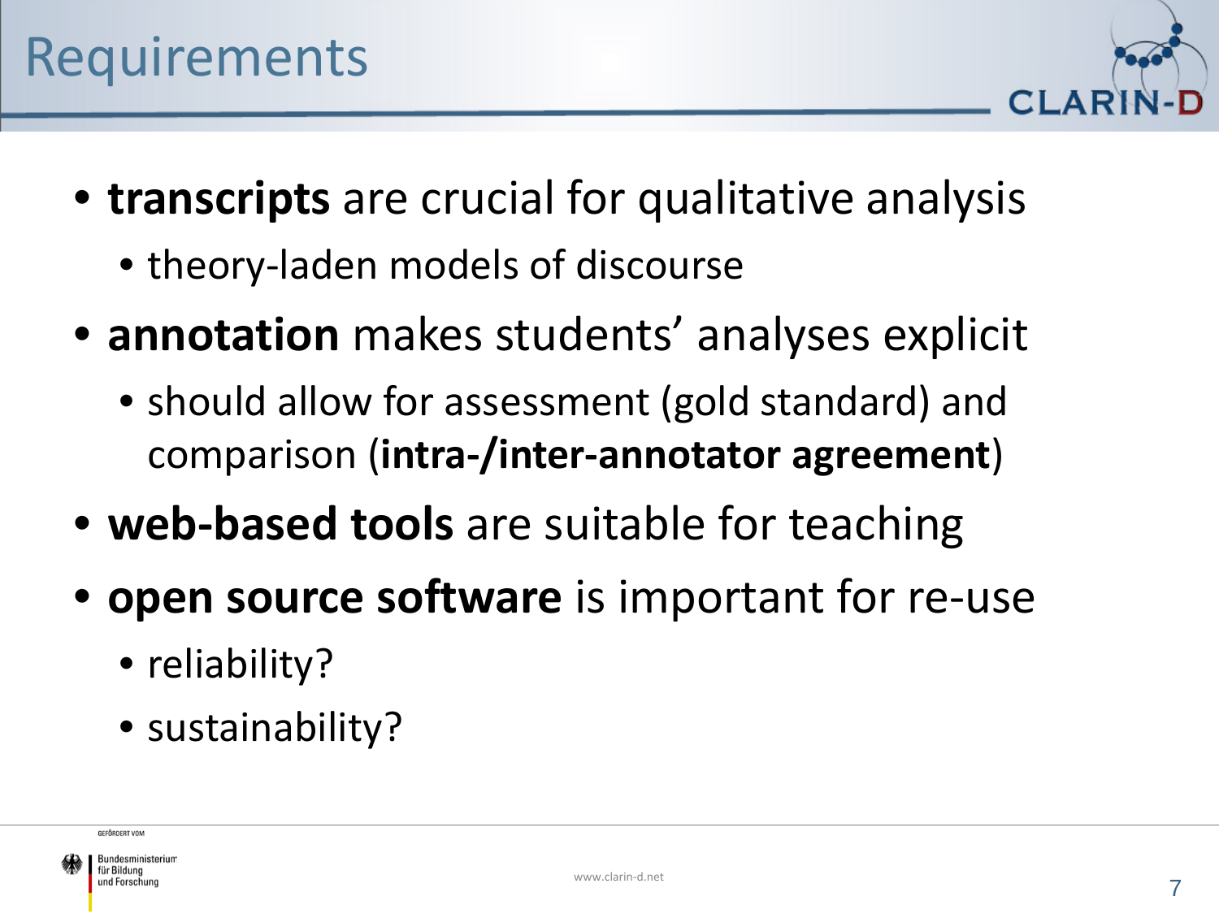# Requirements

- **transcripts** are crucial for qualitative analysis
  - theory-laden models of discourse
- **annotation** makes students' analyses explicit
  - should allow for assessment (gold standard) and comparison (**intra-/inter-annotator agreement**)
- **web-based tools** are suitable for teaching
- **open source software** is important for re-use
  - reliability?
  - sustainability?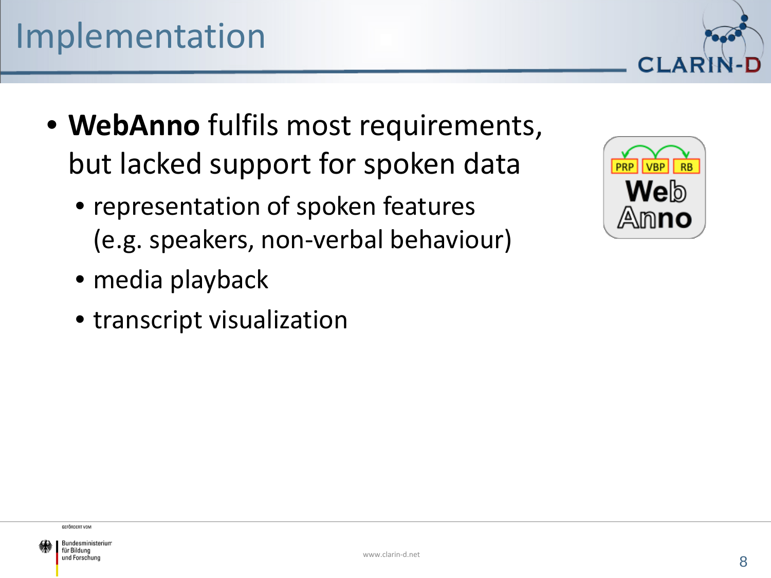# Implementation

- **WebAnno** fulfils most requirements, but lacked support for spoken data
  - representation of spoken features (e.g. speakers, non-verbal behaviour)
  - media playback
  - transcript visualization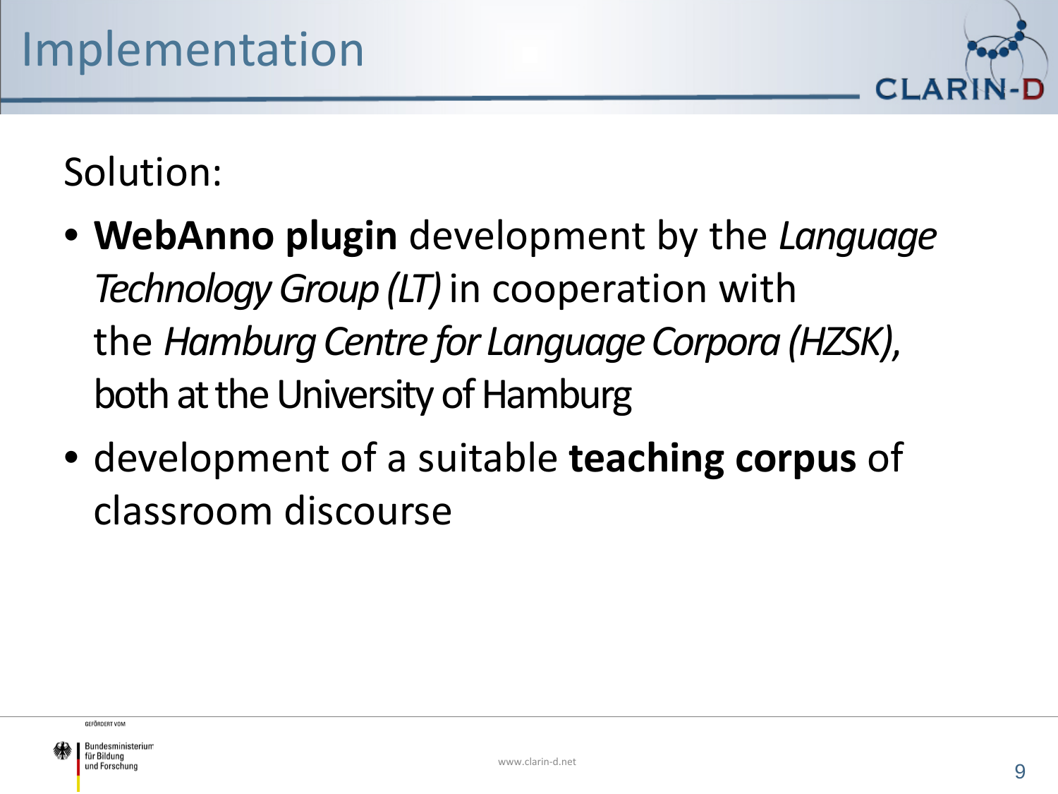# Implementation

Solution:

- **WebAnno plugin** development by the *Language Technology Group (LT)* in cooperation with the *Hamburg Centre for Language Corpora (HZSK),* both at the University of Hamburg
- development of a suitable **teaching corpus** of classroom discourse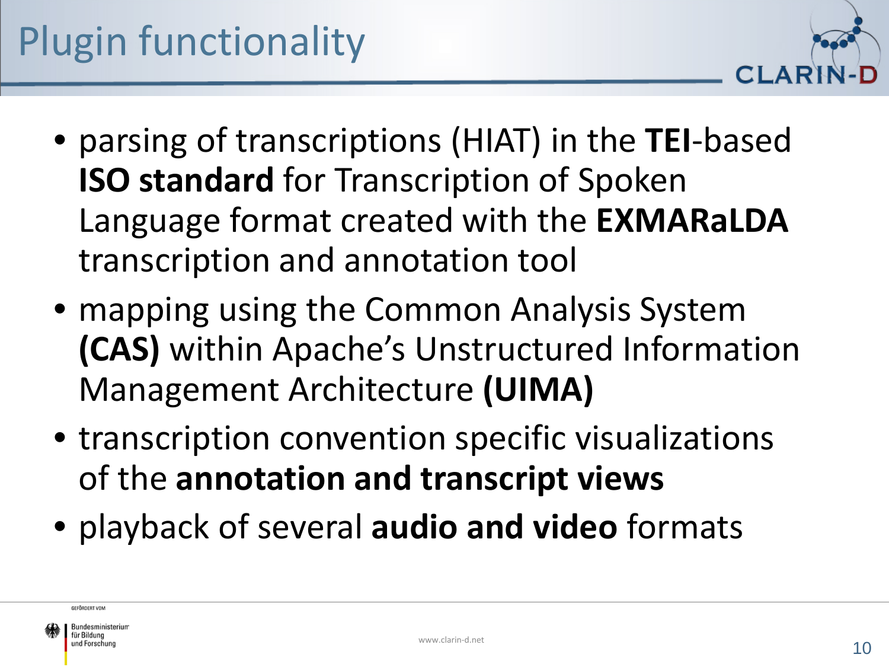# Plugin functionality

- parsing of transcriptions (HIAT) in the **TEI**-based **ISO standard** for Transcription of Spoken Language format created with the **EXMARaLDA** transcription and annotation tool
- mapping using the Common Analysis System **(CAS)** within Apache's Unstructured Information Management Architecture **(UIMA)**
- transcription convention specific visualizations of the **annotation and transcript views**
- playback of several **audio and video** formats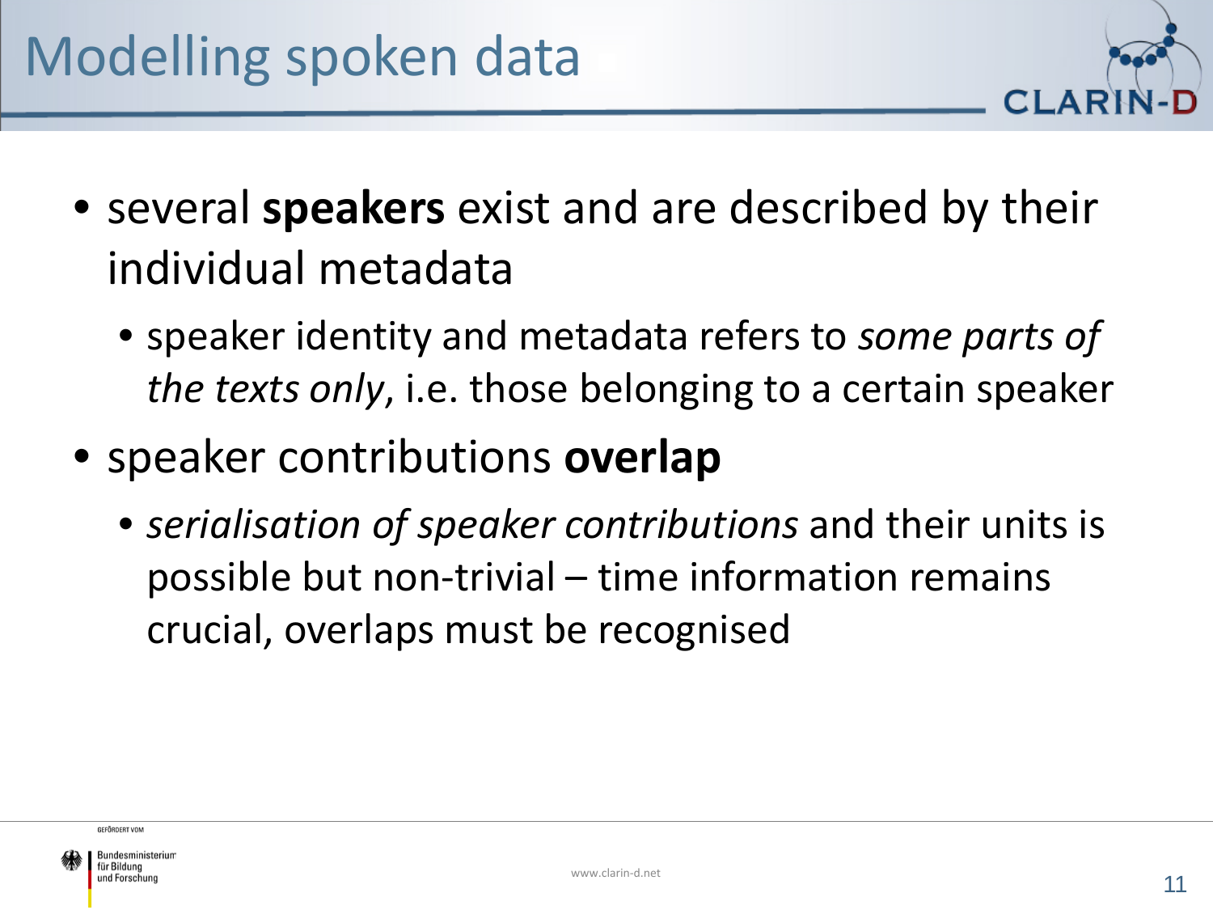# Modelling spoken data

- several **speakers** exist and are described by their individual metadata
  - speaker identity and metadata refers to *some parts of the texts only*, i.e. those belonging to a certain speaker
- speaker contributions **overlap**
  - *serialisation of speaker contributions* and their units is possible but non-trivial – time information remains crucial, overlaps must be recognised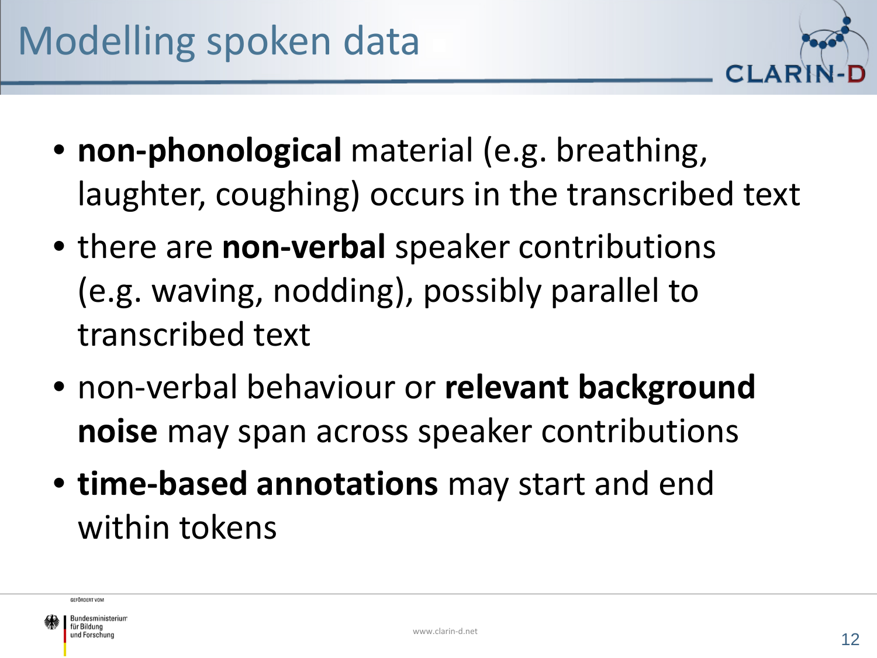# Modelling spoken data

- **non-phonological** material (e.g. breathing, laughter, coughing) occurs in the transcribed text
- there are **non-verbal** speaker contributions (e.g. waving, nodding), possibly parallel to transcribed text
- non-verbal behaviour or **relevant background noise** may span across speaker contributions
- **time-based annotations** may start and end within tokens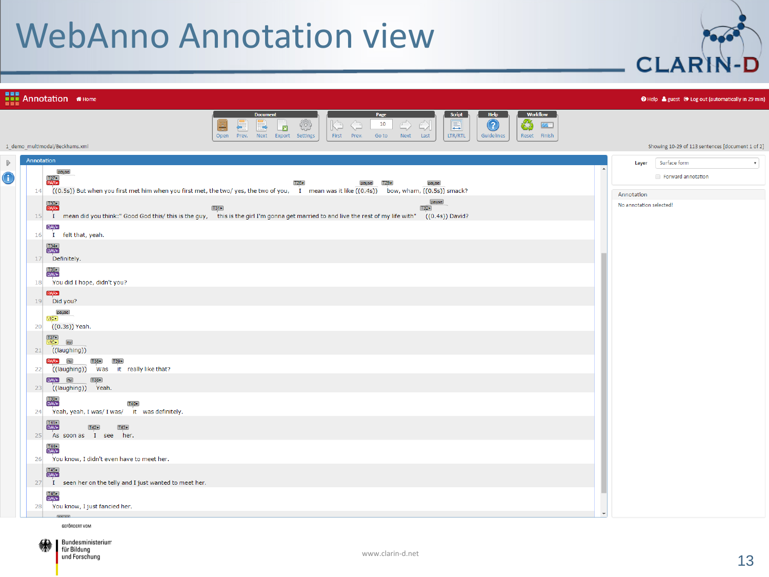# WebAnno Annotation view

Annotation | Home | Help | guest | Log out (automatically in 29 min)

Document: Open | Prev. | Next | Export | Settings
Page: First | Prev. | 10 Go to | Next | Last
Script: LTR/RTL
Help: Guidelines
Workflow: Reset | Finish

1_demo_multimodal/Beckhams.xml

Showing 10-29 of 113 sentences [document 1 of 2]

Annotation

14 ((0.5s)) But when you first met him when you first met, the two/ yes, the two of you, I mean was it like ((0.4s)) bow, wham, ((0.5s)) smack?

15 I mean did you think:" Good God this/ this is the guy, this is the girl I'm gonna get married to and live the rest of my life with" ((0.4s)) David?

16 I felt that, yeah.

17 Definitely.

18 You did I hope, didn't you?

19 Did you?

20 ((0.3s)) Yeah.

21 ((laughing))

22 ((laughing)) Was it really like that?

23 ((laughing)) Yeah.

24 Yeah, yeah, I was/ I was/ it was definitely.

25 As soon as I see her.

26 You know, I didn't even have to meet her.

27 I seen her on the telly and I just wanted to meet her.

28 You know, I just fancied her.

Layer: Surface form

Forward annotation

Annotation

No annotation selected!

GEFÖRDERT VOM

Bundesministerium für Bildung und Forschung

www.clarin-d.net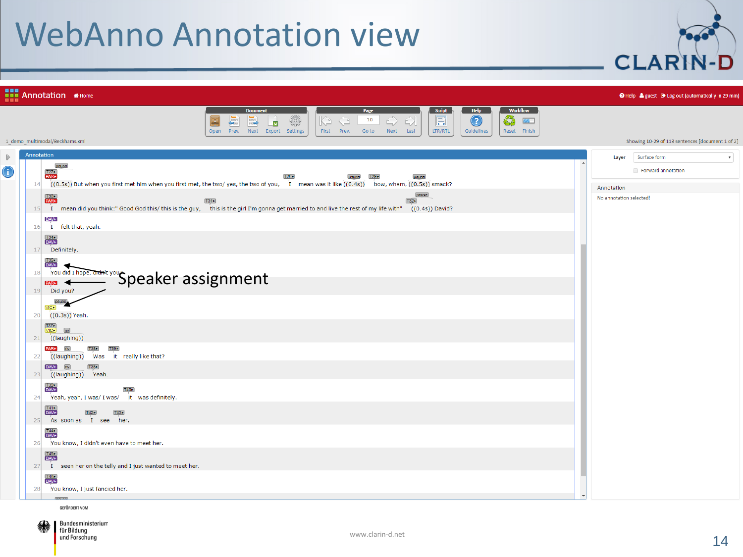# WebAnno Annotation view

Annotation  Home

Help  guest  Log out (automatically in 29 min)

Document: Open | Prev. | Next | Export | Settings

Page: First | Prev. | 10 Go to | Next | Last

Script: LTR/RTL

Help: Guidelines

Workflow: Reset | Finish

1_demo_multimodal/Beckhams.xml

Showing 10-29 of 113 sentences [document 1 of 2]

Annotation

14 ((0.5s)) But when you first met him when you first met, the two/ yes, the two of you, I mean was it like ((0.4s)) bow, wham, ((0.5s)) smack?

15 I mean did you think:" Good God this/ this is the guy, this is the girl I'm gonna get married to and live the rest of my life with" ((0.4s)) David?

16 I felt that, yeah.

17 Definitely.

18 You did I hope, didn't you?

19 Did you?

20 ((0.3s)) Yeah.

21 ((laughing))

22 ((laughing)) Was it really like that?

23 ((laughing)) Yeah.

24 Yeah, yeah, I was/ I was/ it was definitely.

25 As soon as I see her.

26 You know, I didn't even have to meet her.

27 I seen her on the telly and I just wanted to meet her.

28 You know, I just fancied her.

Speaker assignment

Layer: Surface form

Forward annotation

Annotation

No annotation selected!

GEFÖRDERT VOM

Bundesministerium für Bildung und Forschung

www.clarin-d.net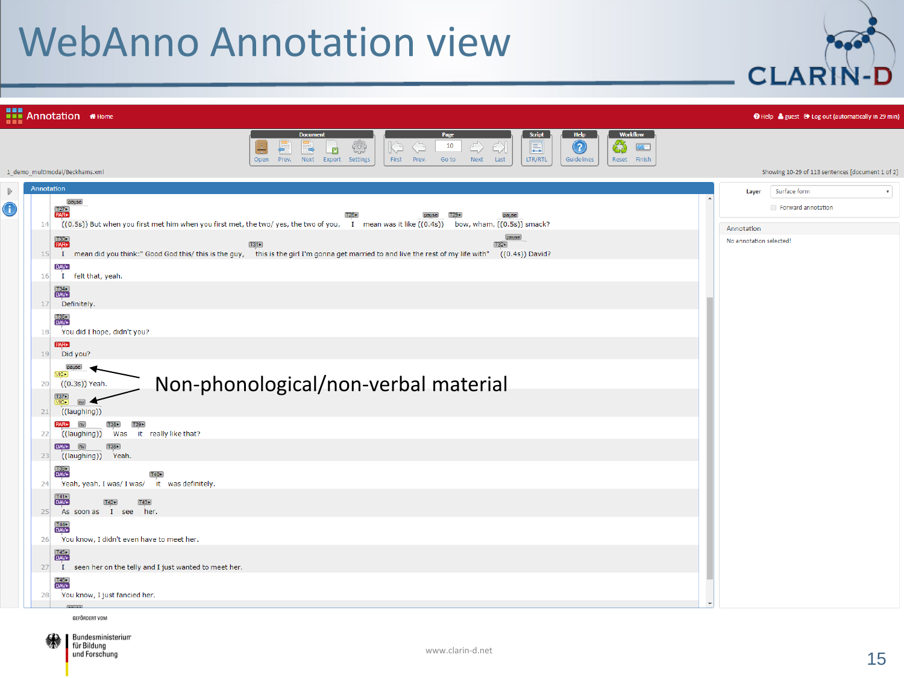# WebAnno Annotation view

Annotation | Home | Help | guest | Log out (automatically in 29 min)

Document: Open | Prev. | Next | Export | Settings — Page: First | Prev. | 10 Go to | Next | Last — Script: LTR/RTL — Help: Guidelines — Workflow: Reset | Finish

1_demo_multimodal/Beckhams.xml

Showing 10-29 of 113 sentences [document 1 of 2]

Annotation

14 ((0.5s)) But when you first met him when you first met, the two/ yes, the two of you, I mean was it like ((0.4s)) bow, wham, ((0.5s)) smack?

15 I mean did you think:" Good God this/ this is the guy, this is the girl I'm gonna get married to and live the rest of my life with" ((0.4s)) David?

16 I felt that, yeah.

17 Definitely.

18 You did I hope, didn't you?

19 Did you?

20 ((0.3s)) Yeah.

21 ((laughing))

22 ((laughing)) Was it really like that?

23 ((laughing)) Yeah.

24 Yeah, yeah, I was/ I was/ it was definitely.

25 As soon as I see her.

26 You know, I didn't even have to meet her.

27 I seen her on the telly and I just wanted to meet her.

28 You know, I just fancied her.

Non-phonological/non-verbal material

Layer: Surface form

Forward annotation

Annotation

No annotation selected!

GEFÖRDERT VOM Bundesministerium für Bildung und Forschung

www.clarin-d.net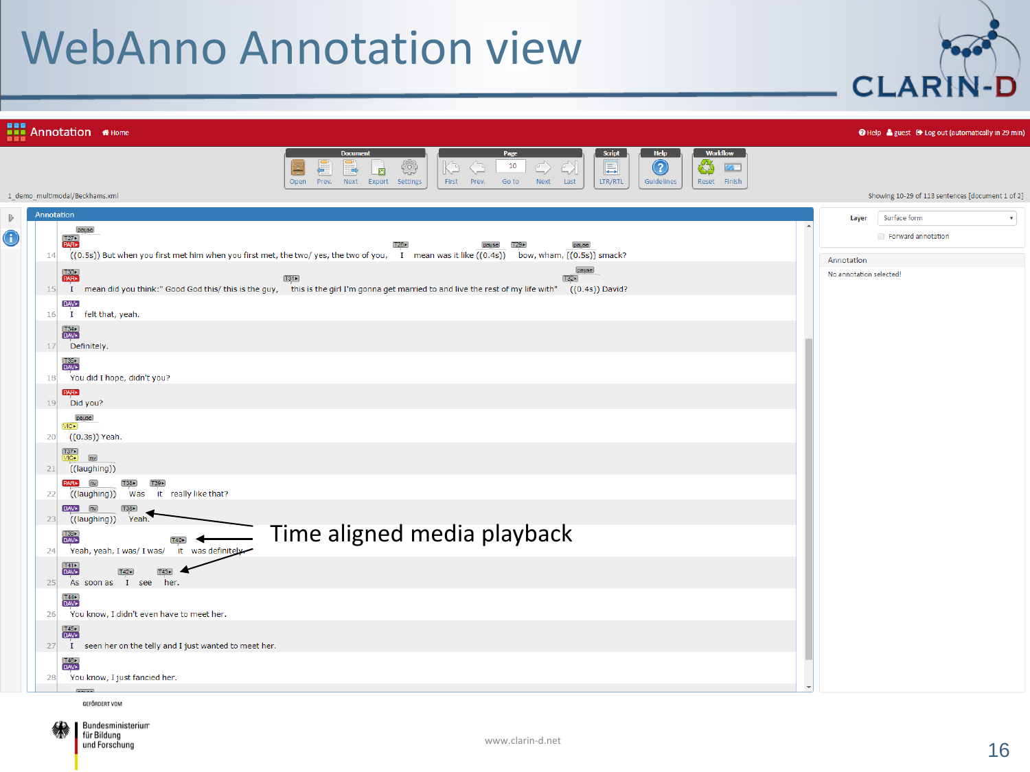# WebAnno Annotation view

Time aligned media playback

GEFÖRDERT VOM

Bundesministerium für Bildung und Forschung

www.clarin-d.net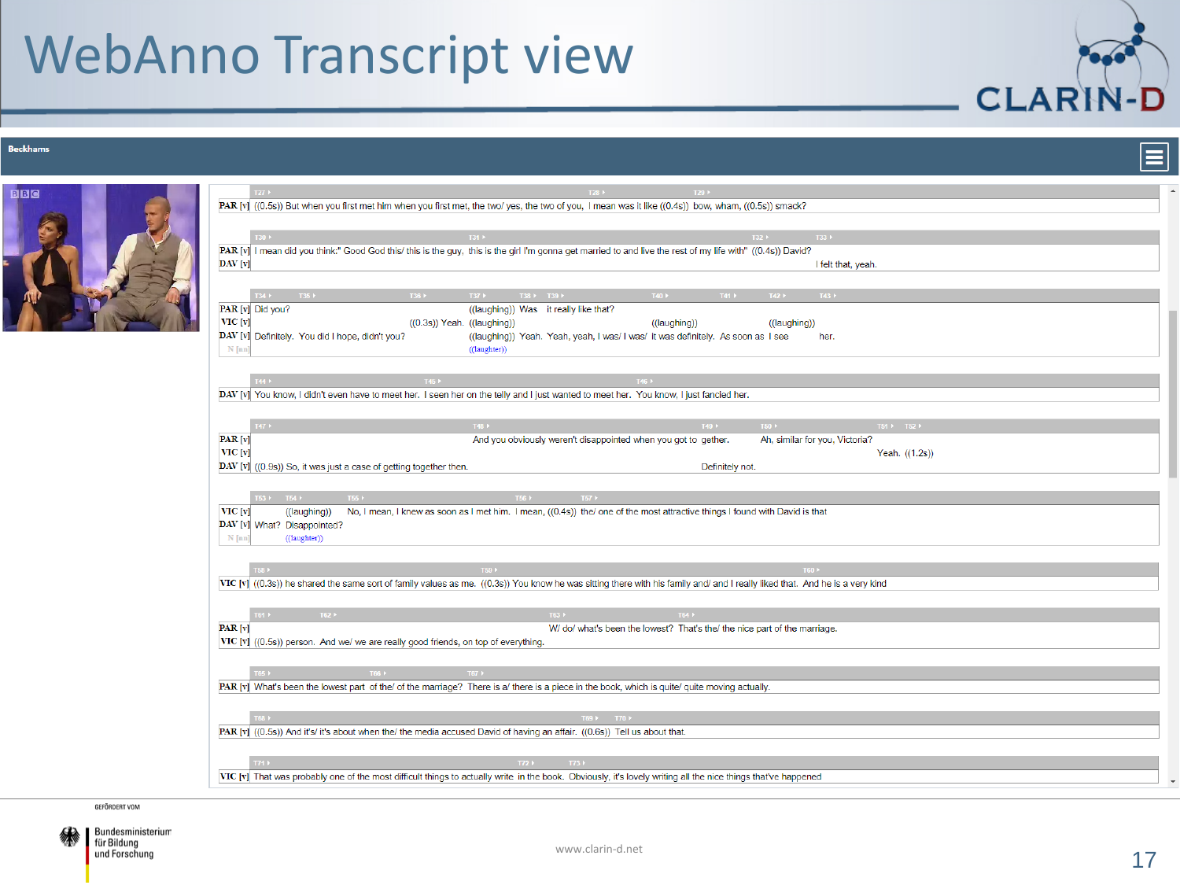# WebAnno Transcript view

**Beckhams**

T27 T28 T29

PAR [v] ((0.5s)) But when you first met him when you first met, the two/ yes, the two of you, I mean was it like ((0.4s)) bow, wham, ((0.5s)) smack?

T30 T31 T32 T33

PAR [v] I mean did you think:" Good God this/ this is the guy, this is the girl I'm gonna get married to and live the rest of my life with" ((0.4s)) David?

DAV [v] I felt that, yeah.

T34 T35 T36 T37 T38 T39 T40 T41 T42 T43

PAR [v] Did you? ((laughing)) Was it really like that?

VIC [v] ((0.3s)) Yeah. ((laughing)) ((laughing)) ((laughing))

DAV [v] Definitely. You did I hope, didn't you? ((laughing)) Yeah. Yeah, yeah, I was/ I was/ it was definitely. As soon as I see her.

N [nn] ((laughter))

T44 T45 T46

DAV [v] You know, I didn't even have to meet her. I seen her on the telly and I just wanted to meet her. You know, I just fancied her.

T47 T48 T49 T50 T51 T52

PAR [v] And you obviously weren't disappointed when you got to gether. Ah, similar for you, Victoria?

VIC [v] Yeah. ((1.2s))

DAV [v] ((0.9s)) So, it was just a case of getting together then. Definitely not.

T53 T54 T55 T56 T57

VIC [v] ((laughing)) No, I mean, I knew as soon as I met him. I mean, ((0.4s)) the/ one of the most attractive things I found with David is that

DAV [v] What? Disappointed?

N [nn] ((laughter))

T58 T59 T60

VIC [v] ((0.3s)) he shared the same sort of family values as me. ((0.3s)) You know he was sitting there with his family and/ and I really liked that. And he is a very kind

T61 T62 T63 T64

PAR [v] W/ do/ what's been the lowest? That's the/ the nice part of the marriage.

VIC [v] ((0.5s)) person. And we/ we are really good friends, on top of everything.

T65 T66 T67

PAR [v] What's been the lowest part of the/ of the marriage? There is a/ there is a piece in the book, which is quite/ quite moving actually.

T68 T69 T70

PAR [v] ((0.5s)) And it's/ it's about when the/ the media accused David of having an affair. ((0.6s)) Tell us about that.

T71 T72 T73

VIC [v] That was probably one of the most difficult things to actually write in the book. Obviously, it's lovely writing all the nice things that've happened

GEFÖRDERT VOM

Bundesministerium für Bildung und Forschung

www.clarin-d.net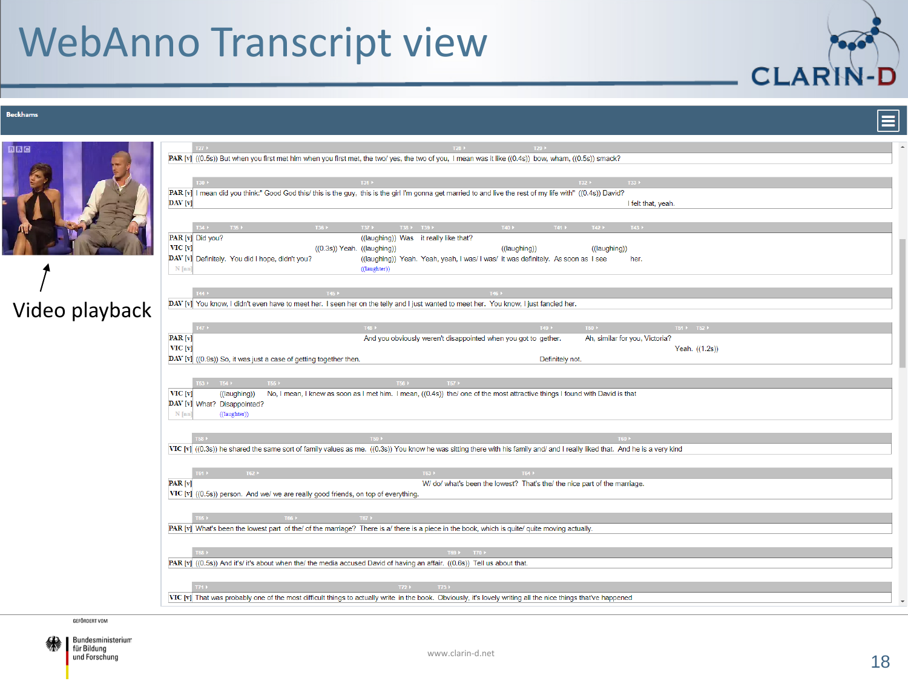# WebAnno Transcript view

**Beckhams**

Video playback

| | T27 | T28 | T29 |
|---|---|---|---|
| PAR [v] | ((0.5s)) But when you first met him when you first met, the two/ yes, the two of you, | I mean was it like ((0.4s)) | bow, wham, ((0.5s)) smack? |

| | T30 | T31 | T32 | T33 |
|---|---|---|---|---|
| PAR [v] | I mean did you think:" Good God this/ this is the guy, | this is the girl I'm gonna get married to and live the rest of my life with" | ((0.4s)) David? | |
| DAV [v] | | | | I felt that, yeah. |

| | T34 | T35 | T36 | T37 | T38 | T39 | T40 | T41 | T42 | T43 |
|---|---|---|---|---|---|---|---|---|---|---|
| PAR [v] | Did you? | | | ((laughing)) | Was | it really like that? | | | | |
| VIC [v] | | | ((0.3s)) Yeah. | ((laughing)) | | | ((laughing)) | | ((laughing)) | |
| DAV [v] | Definitely. | You did I hope, didn't you? | | ((laughing)) | Yeah. | Yeah, yeah, I was/ I was/ | it was definitely. | As soon as | I see | her. |
| N [nn] | | | | ((laughter)) | | | | | | |

| | T44 | T45 | T46 |
|---|---|---|---|
| DAV [v] | You know, I didn't even have to meet her. | I seen her on the telly and I just wanted to meet her. | You know, I just fancied her. |

| | T47 | T48 | T49 | T50 | T51 | T52 |
|---|---|---|---|---|---|---|
| PAR [v] | | And you obviously weren't disappointed when you got to | gether. | Ah, similar for you, Victoria? | | |
| VIC [v] | | | | | Yeah. | ((1.2s)) |
| DAV [v] | ((0.9s)) So, it was just a case of getting together then. | | Definitely not. | | | |

| | T53 | T54 | T55 | T56 | T57 |
|---|---|---|---|---|---|
| VIC [v] | | ((laughing)) | No, I mean, I knew as soon as I met him. | I mean, ((0.4s)) | the/ one of the most attractive things I found with David is that |
| DAV [v] | What? | Disappointed? | | | |
| N [nn] | | ((laughter)) | | | |

| | T58 | T59 | T60 |
|---|---|---|---|
| VIC [v] | ((0.3s)) he shared the same sort of family values as me. | ((0.3s)) You know he was sitting there with his family and/ and I really liked that. | And he is a very kind |

| | T61 | T62 | T63 | T64 |
|---|---|---|---|---|
| PAR [v] | | | W/ do/ what's been the lowest? | That's the/ the nice part of the marriage. |
| VIC [v] | ((0.5s)) person. | And we/ we are really good friends, on top of everything. | | |

| | T65 | T66 | T67 |
|---|---|---|---|
| PAR [v] | What's been the lowest part | of the/ of the marriage? | There is a/ there is a piece in the book, which is quite/ quite moving actually. |

| | T68 | T69 | T70 |
|---|---|---|---|
| PAR [v] | ((0.5s)) And it's/ it's about when the/ the media accused David of having an affair. | ((0.6s)) | Tell us about that. |

| | T71 | T72 | T73 |
|---|---|---|---|
| VIC [v] | That was probably one of the most difficult things to actually write | in the book. | Obviously, it's lovely writing all the nice things that've happened |

GEFÖRDERT VOM

Bundesministerium für Bildung und Forschung

www.clarin-d.net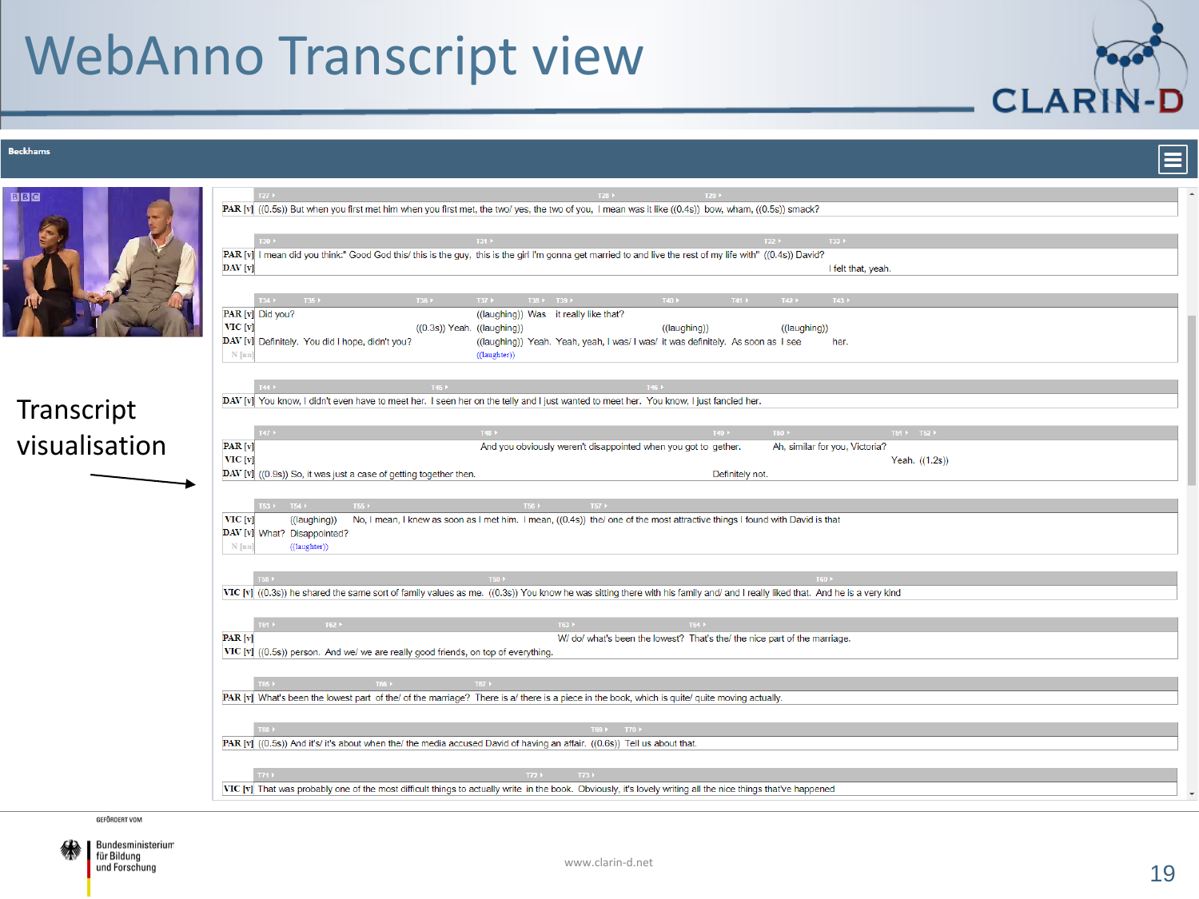# WebAnno Transcript view

**Beckhams**

Transcript visualisation

| | T27 | T28 | T29 |
|---|---|---|---|
| PAR [v] | ((0.5s)) But when you first met him when you first met, the two/ yes, the two of you, | I mean was it like ((0.4s)) | bow, wham, ((0.5s)) smack? |

| | T30 | T31 | T32 | T33 |
|---|---|---|---|---|
| PAR [v] | I mean did you think:" Good God this/ this is the guy, | this is the girl I'm gonna get married to and live the rest of my life with" | ((0.4s)) David? | |
| DAV [v] | | | | I felt that, yeah. |

| | T34 | T35 | T36 | T37 | T38 | T39 | T40 | T41 | T42 | T43 |
|---|---|---|---|---|---|---|---|---|---|---|
| PAR [v] | Did you? | | | ((laughing)) | Was | it really like that? | | | | |
| VIC [v] | | | ((0.3s)) Yeah. | ((laughing)) | | | ((laughing)) | | ((laughing)) | |
| DAV [v] | Definitely. | You did I hope, didn't you? | | ((laughing)) | Yeah. | Yeah, yeah, I was/ I was/ | it was definitely. | As soon as | I see | her. |
| N [nn] | | | | ((laughter)) | | | | | | |

| | T44 | T45 | T46 |
|---|---|---|---|
| DAV [v] | You know, I didn't even have to meet her. | I seen her on the telly and I just wanted to meet her. | You know, I just fancied her. |

| | T47 | T48 | T49 | T50 | T51 | T52 |
|---|---|---|---|---|---|---|
| PAR [v] | | And you obviously weren't disappointed when you got to | gether. | Ah, similar for you, Victoria? | | |
| VIC [v] | | | | | Yeah. | ((1.2s)) |
| DAV [v] | ((0.9s)) So, it was just a case of getting together then. | | Definitely not. | | | |

| | T53 | T54 | T55 | T56 | T57 |
|---|---|---|---|---|---|
| VIC [v] | | ((laughing)) | No, I mean, I knew as soon as I met him. | I mean, ((0.4s)) | the/ one of the most attractive things I found with David is that |
| DAV [v] | What? | Disappointed? | | | |
| N [nn] | | ((laughter)) | | | |

| | T58 | T59 | T60 |
|---|---|---|---|
| VIC [v] | ((0.3s)) he shared the same sort of family values as me. | ((0.3s)) You know he was sitting there with his family and/ and I really liked that. | And he is a very kind |

| | T61 | T62 | T63 | T64 |
|---|---|---|---|---|
| PAR [v] | | | W/ do/ what's been the lowest? | That's the/ the nice part of the marriage. |
| VIC [v] | ((0.5s)) person. | And we/ we are really good friends, on top of everything. | | |

| | T65 | T66 | T67 |
|---|---|---|---|
| PAR [v] | What's been the lowest part | of the/ of the marriage? | There is a/ there is a piece in the book, which is quite/ quite moving actually. |

| | T68 | T69 | T70 |
|---|---|---|---|
| PAR [v] | ((0.5s)) And it's/ it's about when the/ the media accused David of having an affair. | ((0.6s)) | Tell us about that. |

| | T71 | T72 | T73 |
|---|---|---|---|
| VIC [v] | That was probably one of the most difficult things to actually write | in the book. | Obviously, it's lovely writing all the nice things that've happened |

GEFÖRDERT VOM

Bundesministerium für Bildung und Forschung

www.clarin-d.net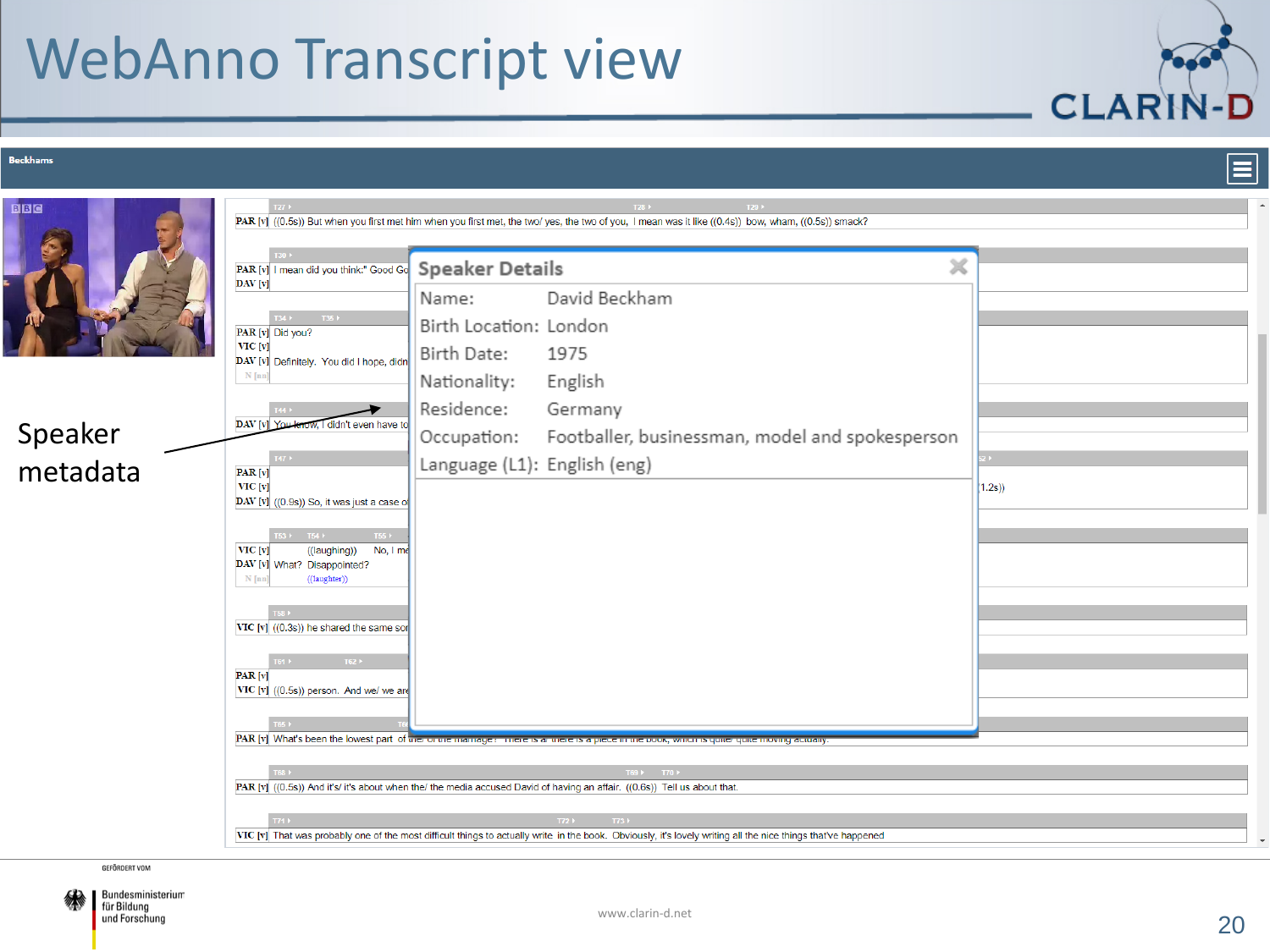# WebAnno Transcript view

Beckhams

PAR [v] ((0.5s)) But when you first met him when you first met, the two/ yes, the two of you, I mean was it like ((0.4s)) bow, wham, ((0.5s)) smack?

PAR [v] I mean did you think:" Good Go

DAV [v]

PAR [v] Did you?

VIC [v]

DAV [v] Definitely. You did I hope, didn

DAV [v] You know, I didn't even have to

PAR [v]

VIC [v]

DAV [v] ((0.9s)) So, it was just a case o ... 1.2s))

VIC [v] ((laughing)) No, I me

DAV [v] What? Disappointed?

VIC [v] ((0.3s)) he shared the same sor

PAR [v]

VIC [v] ((0.5s)) person. And we/ we are

PAR [v] What's been the lowest part of the/ of the marriage? There is a/ there is a piece in the book, which is quite/ quite moving actually.

PAR [v] ((0.5s)) And it's/ it's about when the/ the media accused David of having an affair. ((0.6s)) Tell us about that.

VIC [v] That was probably one of the most difficult things to actually write in the book. Obviously, it's lovely writing all the nice things that've happened

**Speaker Details**

| | |
|---|---|
| Name: | David Beckham |
| Birth Location: | London |
| Birth Date: | 1975 |
| Nationality: | English |
| Residence: | Germany |
| Occupation: | Footballer, businessman, model and spokesperson |
| Language (L1): | English (eng) |

Speaker metadata

GEFÖRDERT VOM Bundesministerium für Bildung und Forschung

www.clarin-d.net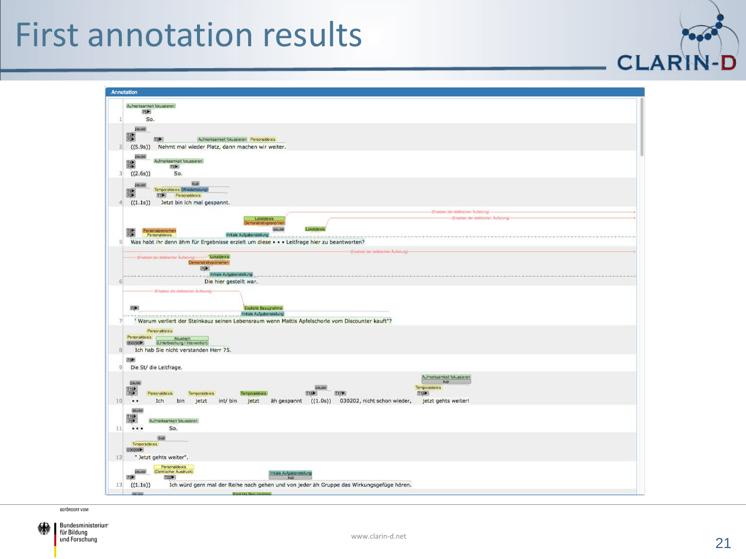# First annotation results

**Annotation**

| | |
|---|---|
| 1 | So. |
| 2 | ((5.9s)) Nehmt mal wieder Platz, dann machen wir weiter. |
| 3 | ((2.6s)) So. |
| 4 | ((1.1s)) Jetzt bin ich mal gespannt. |
| 5 | Was habt ihr denn ähm für Ergebnisse erzielt um diese • • • Leitfrage hier zu beantworten? |
| 6 | Die hier gestellt war. |
| 7 | " Warum verliert der Steinkauz seinen Lebensraum wenn Mattis Apfelschorle vom Discounter kauft"? |
| 8 | Ich hab Sie nicht verstanden Herr 75. |
| 9 | Die St/ die Leitfrage. |
| 10 | • • Ich bin jetzt int/ bin jetzt äh gespannt ((1.0s)) 030202, nicht schon wieder, jetzt gehts weiter! |
| 11 | • • • So. |
| 12 | " Jetzt gehts weiter". |
| 13 | ((1.1s)) Ich würd gern mal der Reihe nach gehen und von jeder äh Gruppe das Wirkungsgefüge hören. |

www.clarin-d.net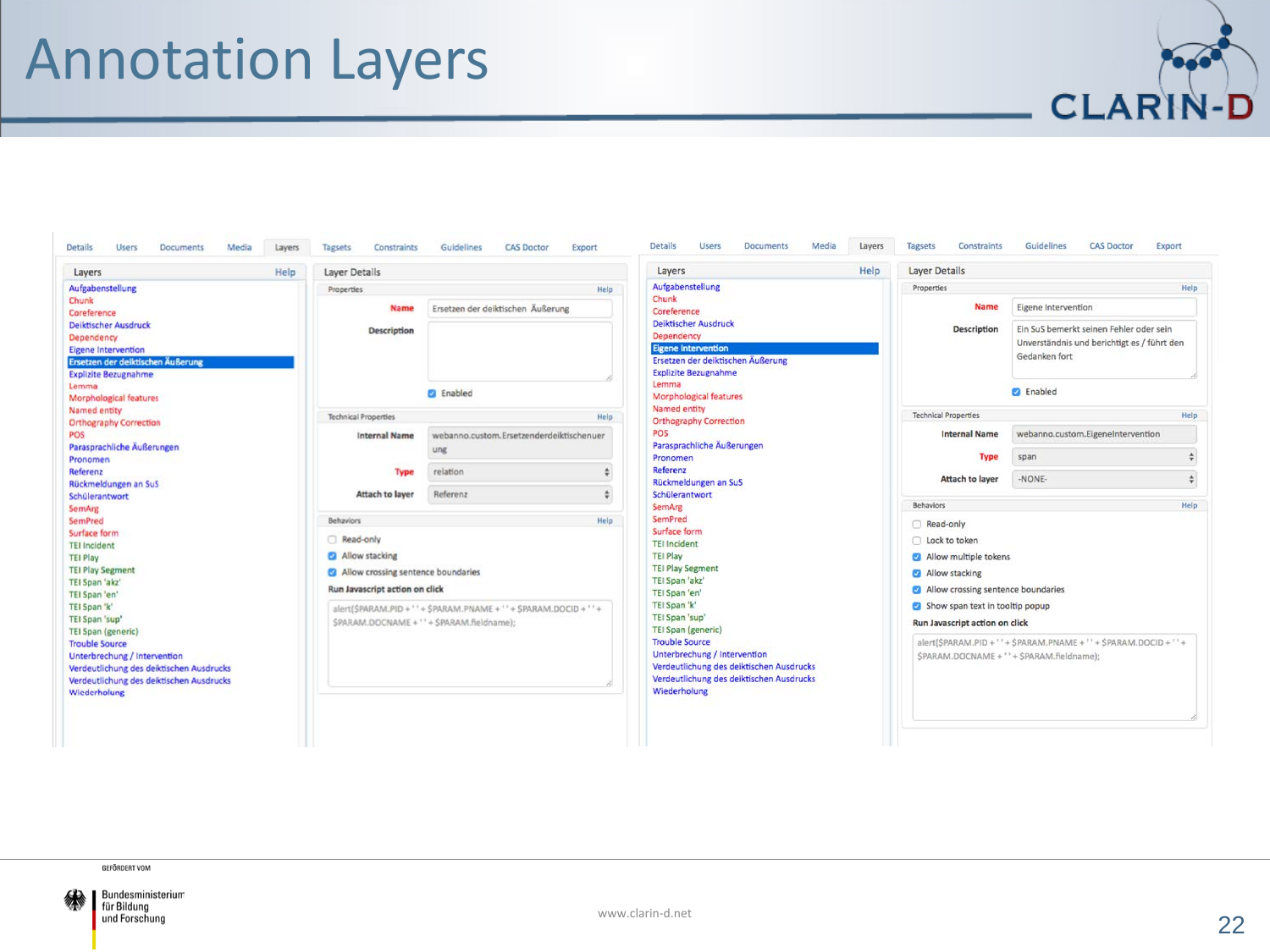# Annotation Layers

Details | Users | Documents | Media | Layers | Tagsets | Constraints | Guidelines | CAS Doctor | Export

**Layers** — Help

- Aufgabenstellung
- Chunk
- Coreference
- Deiktischer Ausdruck
- Dependency
- Eigene Intervention
- Ersetzen der deiktischen Äußerung
- Explizite Bezugnahme
- Lemma
- Morphological features
- Named entity
- Orthography Correction
- POS
- Parasprachliche Äußerungen
- Pronomen
- Referenz
- Rückmeldungen an SuS
- Schülerantwort
- SemArg
- SemPred
- Surface form
- TEI Incident
- TEI Play
- TEI Play Segment
- TEI Span 'akz'
- TEI Span 'en'
- TEI Span 'k'
- TEI Span 'sup'
- TEI Span (generic)
- Trouble Source
- Unterbrechung / Intervention
- Verdeutlichung des deiktischen Ausdrucks
- Verdeutlichung des deiktischen Ausdrucks
- Wiederholung

**Layer Details**

Properties — Help

- Name: Ersetzen der deiktischen Äußerung
- Description:
- [x] Enabled

Technical Properties — Help

- Internal Name: webanno.custom.Ersetzenderdeiktischenuerung
- Type: relation
- Attach to layer: Referenz

Behaviors — Help

- [ ] Read-only
- [x] Allow stacking
- [x] Allow crossing sentence boundaries

Run Javascript action on click

```
alert($PARAM.PID + ' ' + $PARAM.PNAME + ' ' + $PARAM.DOCID + ' ' + $PARAM.DOCNAME + ' ' + $PARAM.fieldname);
```

---

Details | Users | Documents | Media | Layers | Tagsets | Constraints | Guidelines | CAS Doctor | Export

**Layers** — Help (selected: Eigene Intervention)

**Layer Details**

Properties — Help

- Name: Eigene Intervention
- Description: Ein SuS bemerkt seinen Fehler oder sein Unverständnis und berichtigt es / führt den Gedanken fort
- [x] Enabled

Technical Properties — Help

- Internal Name: webanno.custom.EigeneIntervention
- Type: span
- Attach to layer: -NONE-

Behaviors — Help

- [ ] Read-only
- [ ] Lock to token
- [x] Allow multiple tokens
- [x] Allow stacking
- [x] Allow crossing sentence boundaries
- [x] Show span text in tooltip popup

Run Javascript action on click

```
alert($PARAM.PID + ' ' + $PARAM.PNAME + ' ' + $PARAM.DOCID + ' ' + $PARAM.DOCNAME + ' ' + $PARAM.fieldname);
```

GEFÖRDERT VOM Bundesministerium für Bildung und Forschung

www.clarin-d.net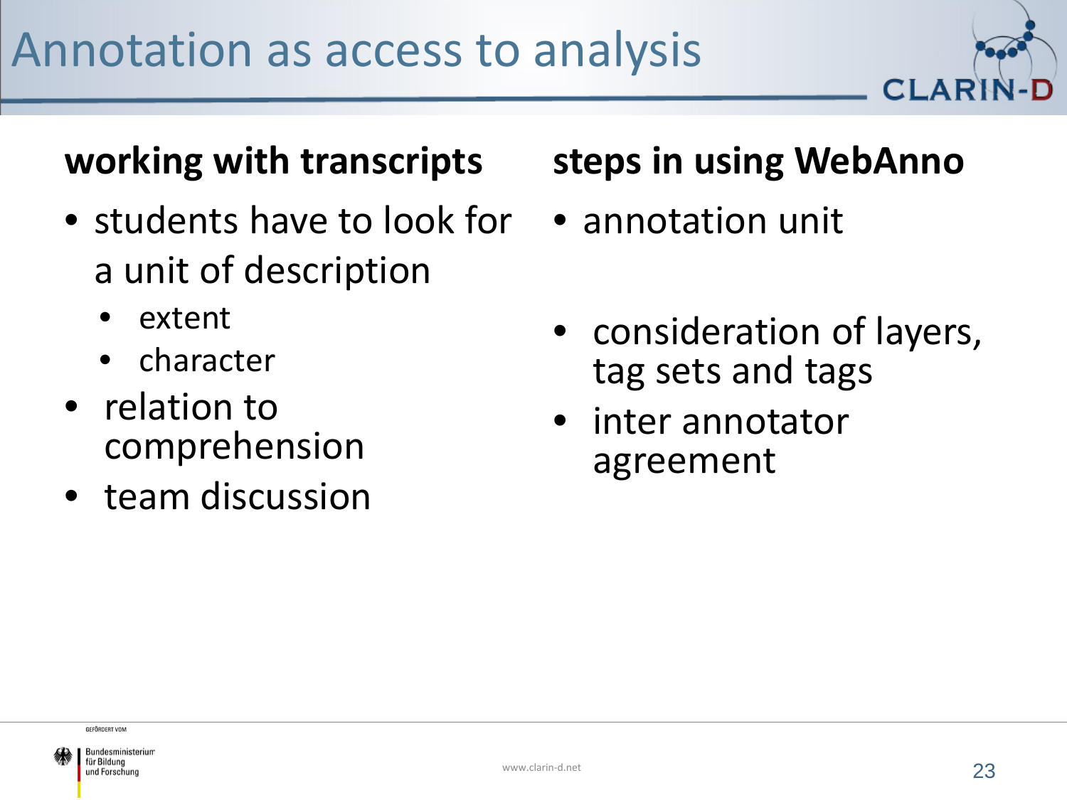# Annotation as access to analysis

**working with transcripts**

- students have to look for a unit of description
  - extent
  - character
- relation to comprehension
- team discussion

**steps in using WebAnno**

- annotation unit
- consideration of layers, tag sets and tags
- inter annotator agreement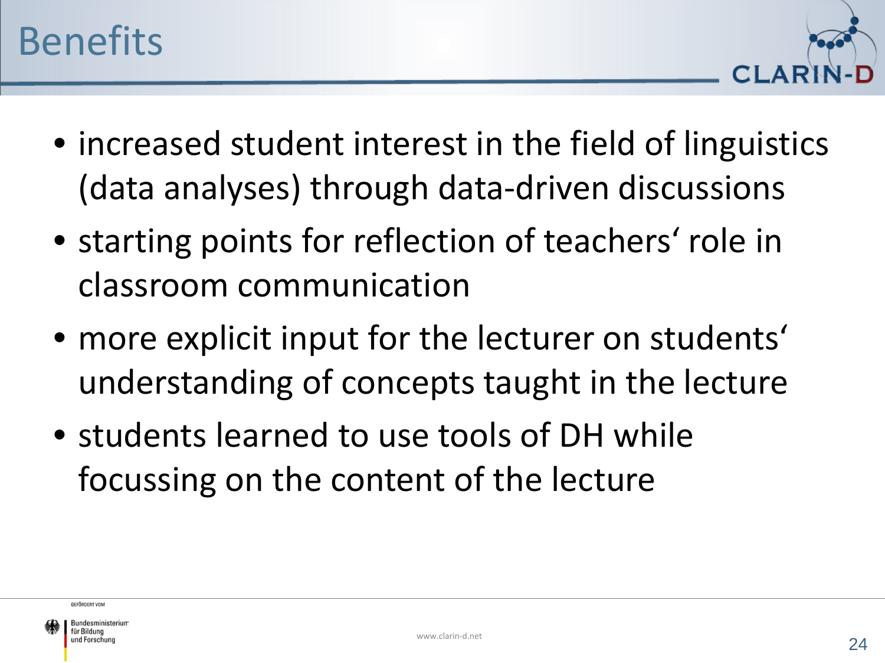# Benefits

- increased student interest in the field of linguistics (data analyses) through data-driven discussions
- starting points for reflection of teachers‘ role in classroom communication
- more explicit input for the lecturer on students‘ understanding of concepts taught in the lecture
- students learned to use tools of DH while focussing on the content of the lecture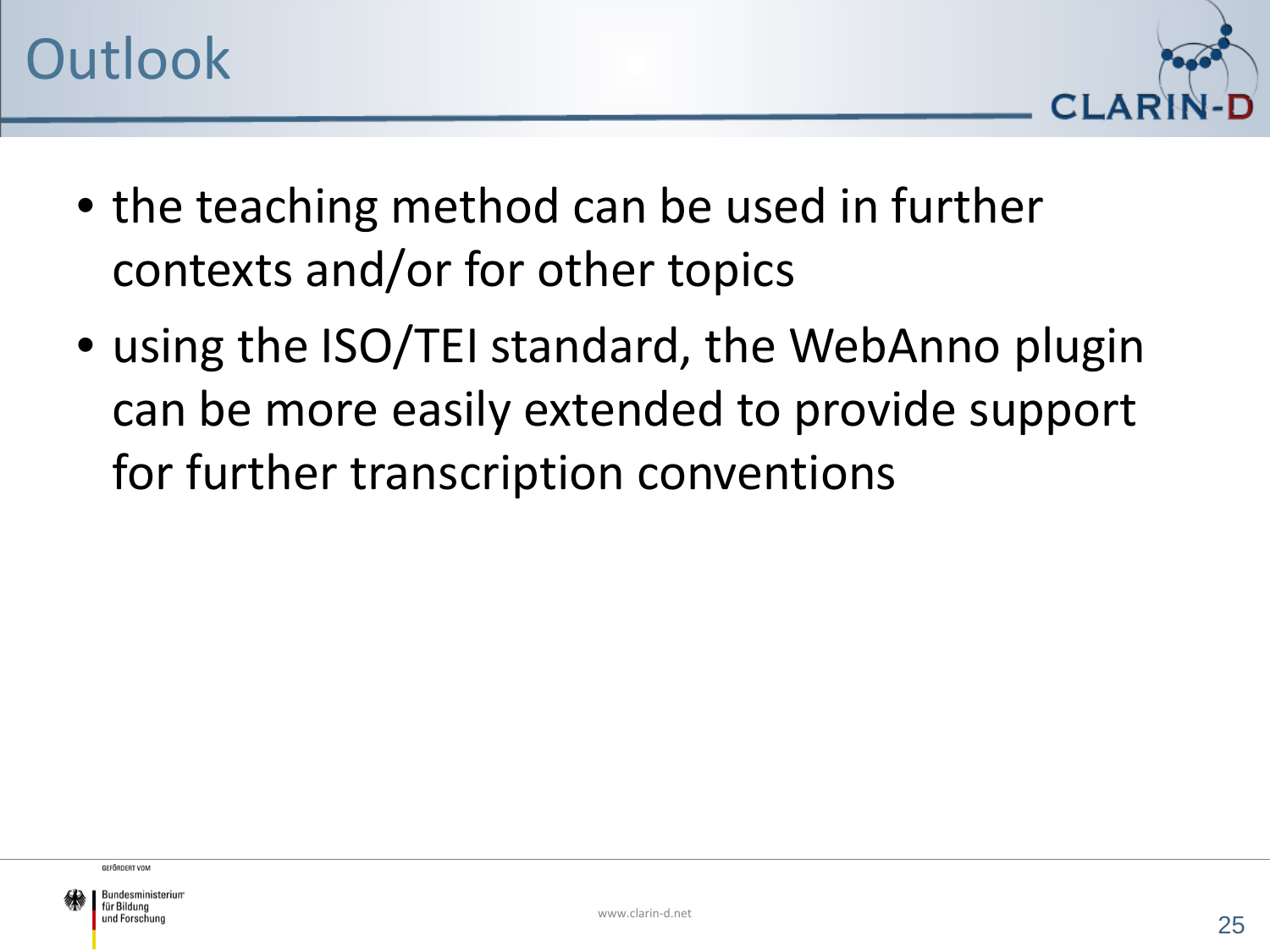# Outlook

- the teaching method can be used in further contexts and/or for other topics
- using the ISO/TEI standard, the WebAnno plugin can be more easily extended to provide support for further transcription conventions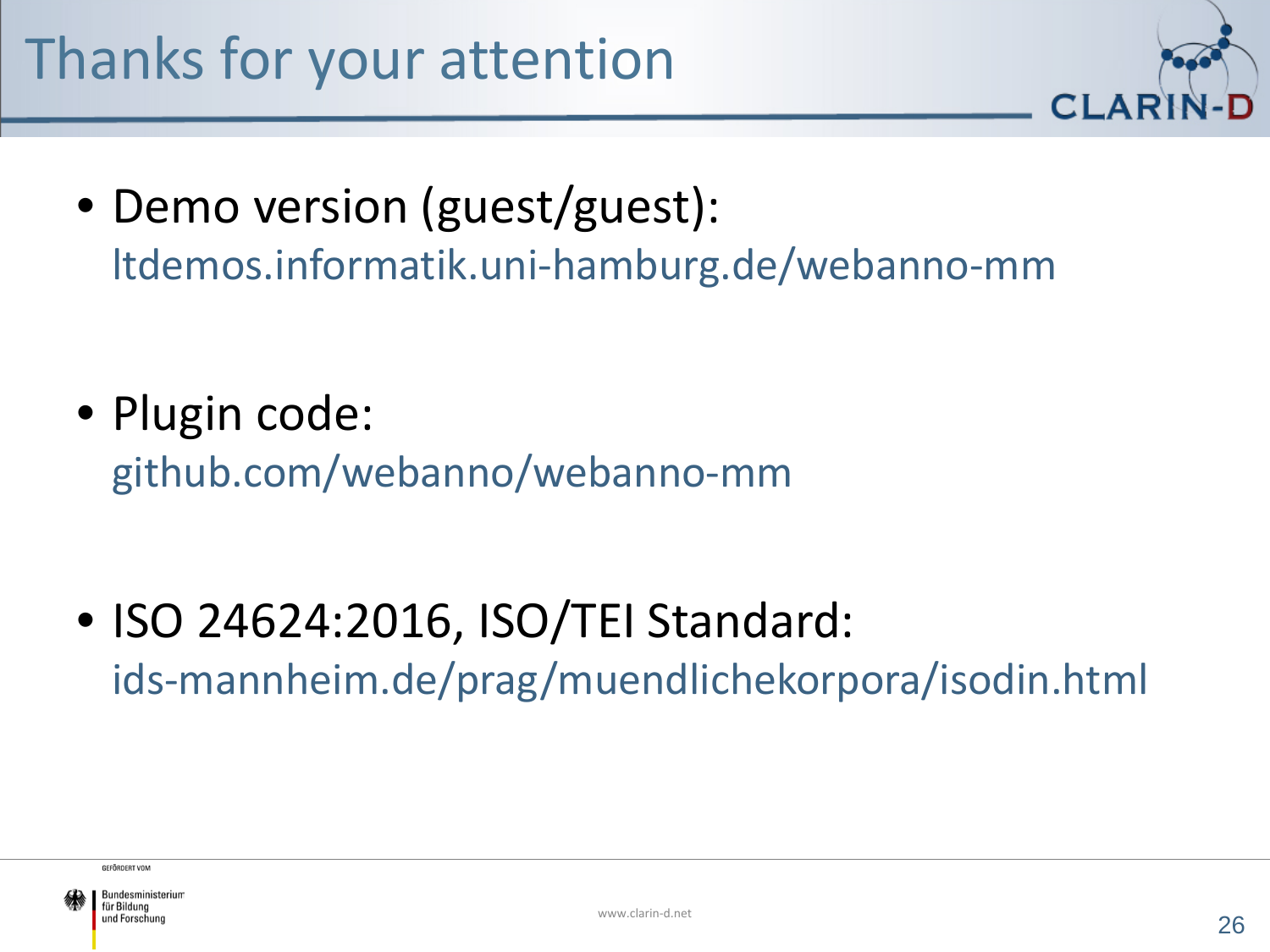# Thanks for your attention

- Demo version (guest/guest):
  ltdemos.informatik.uni-hamburg.de/webanno-mm

- Plugin code:
  github.com/webanno/webanno-mm

- ISO 24624:2016, ISO/TEI Standard:
  ids-mannheim.de/prag/muendlichekorpora/isodin.html